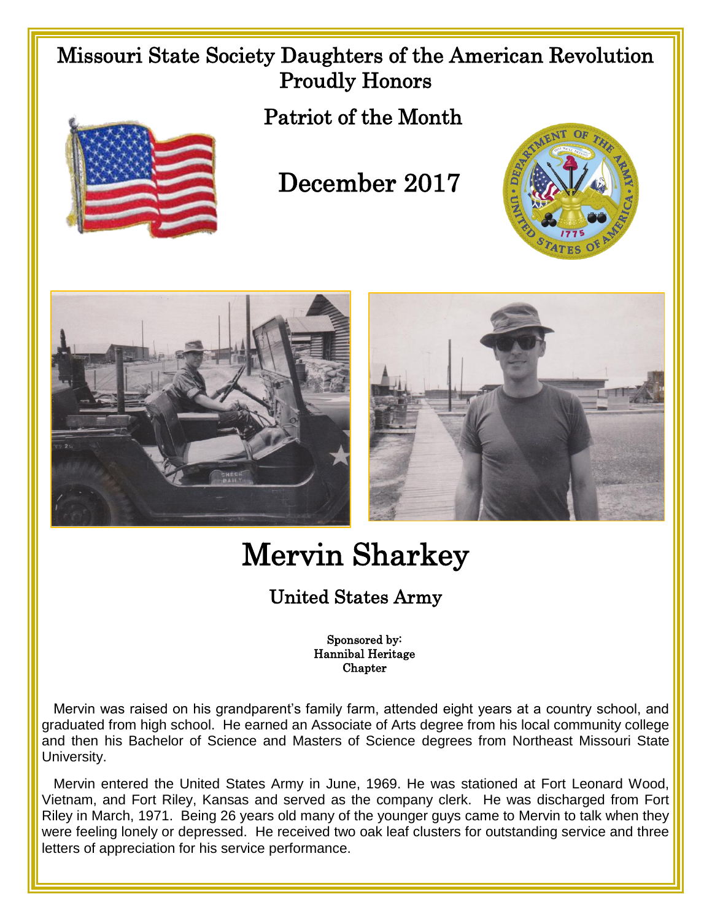# Missouri State Society Daughters of the American Revolution Proudly Honors

## Patriot of the Month

## December 2017

# Mervin Sharkey

## United States Army

Sponsored by:
Hannibal Heritage
Chapter

Mervin was raised on his grandparent's family farm, attended eight years at a country school, and graduated from high school. He earned an Associate of Arts degree from his local community college and then his Bachelor of Science and Masters of Science degrees from Northeast Missouri State University.

Mervin entered the United States Army in June, 1969. He was stationed at Fort Leonard Wood, Vietnam, and Fort Riley, Kansas and served as the company clerk. He was discharged from Fort Riley in March, 1971. Being 26 years old many of the younger guys came to Mervin to talk when they were feeling lonely or depressed. He received two oak leaf clusters for outstanding service and three letters of appreciation for his service performance.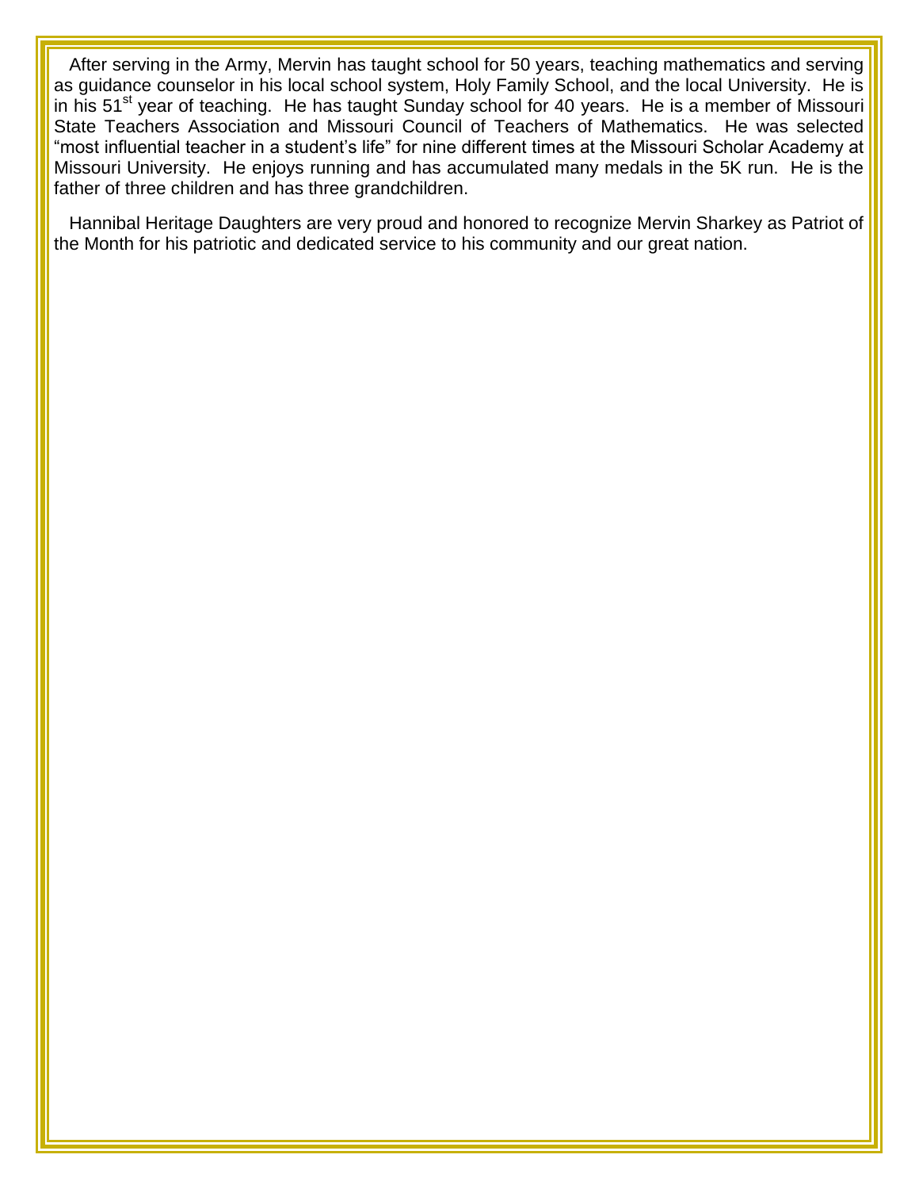After serving in the Army, Mervin has taught school for 50 years, teaching mathematics and serving as guidance counselor in his local school system, Holy Family School, and the local University. He is in his 51st year of teaching. He has taught Sunday school for 40 years. He is a member of Missouri State Teachers Association and Missouri Council of Teachers of Mathematics. He was selected "most influential teacher in a student's life" for nine different times at the Missouri Scholar Academy at Missouri University. He enjoys running and has accumulated many medals in the 5K run. He is the father of three children and has three grandchildren.

Hannibal Heritage Daughters are very proud and honored to recognize Mervin Sharkey as Patriot of the Month for his patriotic and dedicated service to his community and our great nation.